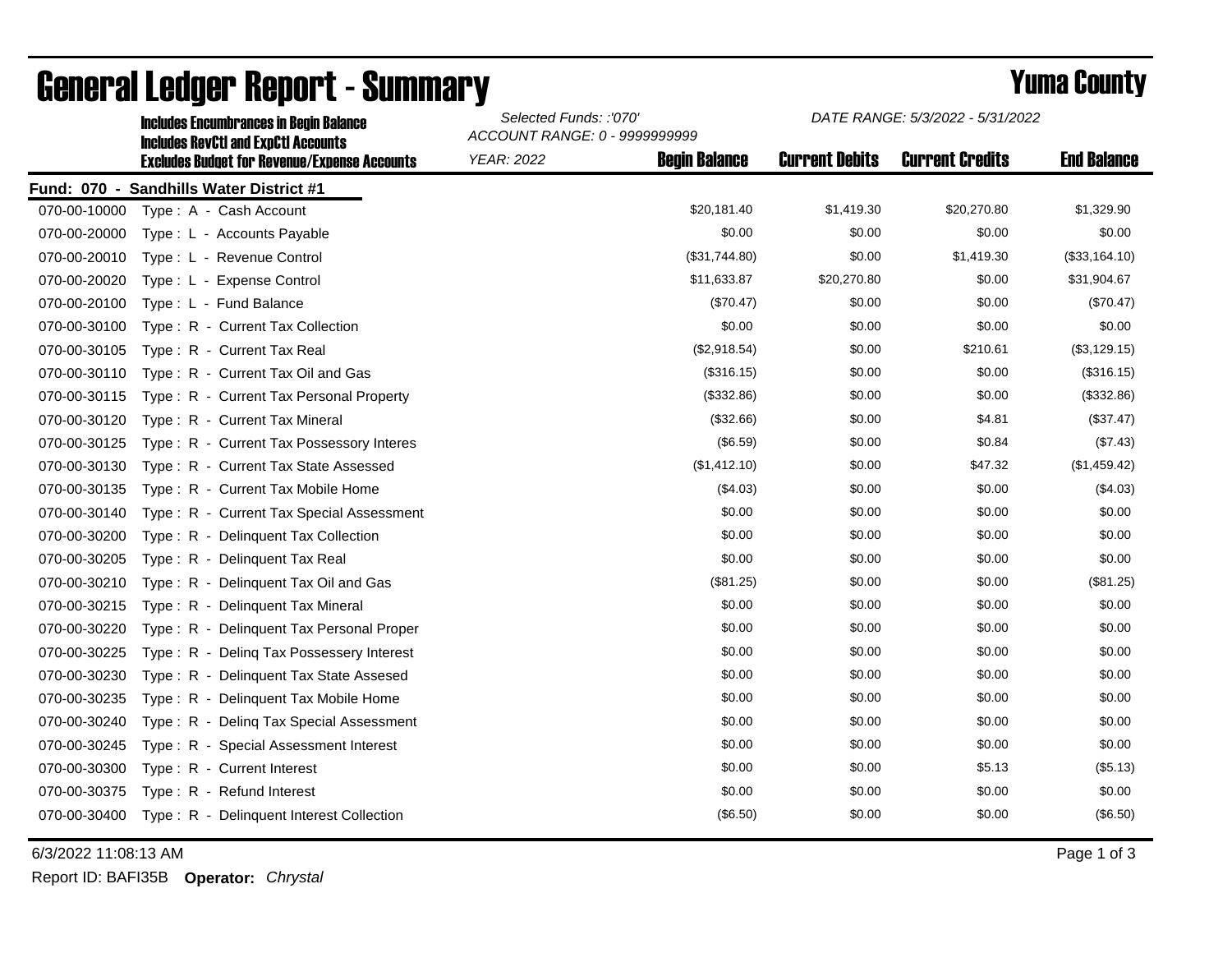# General Ledger Report - Summary

## Yuma County

**Includes Encumbrances in Begin Balance**
**Includes RevCtl and ExpCtl Accounts**
**Excludes Budget for Revenue/Expense Accounts**

*Selected Funds: :'070'*
*ACCOUNT RANGE: 0 - 9999999999*
*YEAR: 2022*

*DATE RANGE: 5/3/2022 - 5/31/2022*

**Fund: 070 - Sandhills Water District #1**

| Account | Description | Begin Balance | Current Debits | Current Credits | End Balance |
|---|---|---|---|---|---|
| 070-00-10000 | Type : A - Cash Account | $20,181.40 | $1,419.30 | $20,270.80 | $1,329.90 |
| 070-00-20000 | Type : L - Accounts Payable | $0.00 | $0.00 | $0.00 | $0.00 |
| 070-00-20010 | Type : L - Revenue Control | ($31,744.80) | $0.00 | $1,419.30 | ($33,164.10) |
| 070-00-20020 | Type : L - Expense Control | $11,633.87 | $20,270.80 | $0.00 | $31,904.67 |
| 070-00-20100 | Type : L - Fund Balance | ($70.47) | $0.00 | $0.00 | ($70.47) |
| 070-00-30100 | Type : R - Current Tax Collection | $0.00 | $0.00 | $0.00 | $0.00 |
| 070-00-30105 | Type : R - Current Tax Real | ($2,918.54) | $0.00 | $210.61 | ($3,129.15) |
| 070-00-30110 | Type : R - Current Tax Oil and Gas | ($316.15) | $0.00 | $0.00 | ($316.15) |
| 070-00-30115 | Type : R - Current Tax Personal Property | ($332.86) | $0.00 | $0.00 | ($332.86) |
| 070-00-30120 | Type : R - Current Tax Mineral | ($32.66) | $0.00 | $4.81 | ($37.47) |
| 070-00-30125 | Type : R - Current Tax Possessory Interes | ($6.59) | $0.00 | $0.84 | ($7.43) |
| 070-00-30130 | Type : R - Current Tax State Assessed | ($1,412.10) | $0.00 | $47.32 | ($1,459.42) |
| 070-00-30135 | Type : R - Current Tax Mobile Home | ($4.03) | $0.00 | $0.00 | ($4.03) |
| 070-00-30140 | Type : R - Current Tax Special Assessment | $0.00 | $0.00 | $0.00 | $0.00 |
| 070-00-30200 | Type : R - Delinquent Tax Collection | $0.00 | $0.00 | $0.00 | $0.00 |
| 070-00-30205 | Type : R - Delinquent Tax Real | $0.00 | $0.00 | $0.00 | $0.00 |
| 070-00-30210 | Type : R - Delinquent Tax Oil and Gas | ($81.25) | $0.00 | $0.00 | ($81.25) |
| 070-00-30215 | Type : R - Delinquent Tax Mineral | $0.00 | $0.00 | $0.00 | $0.00 |
| 070-00-30220 | Type : R - Delinquent Tax Personal Proper | $0.00 | $0.00 | $0.00 | $0.00 |
| 070-00-30225 | Type : R - Delinq Tax Possessery Interest | $0.00 | $0.00 | $0.00 | $0.00 |
| 070-00-30230 | Type : R - Delinquent Tax State Assesed | $0.00 | $0.00 | $0.00 | $0.00 |
| 070-00-30235 | Type : R - Delinquent Tax Mobile Home | $0.00 | $0.00 | $0.00 | $0.00 |
| 070-00-30240 | Type : R - Delinq Tax Special Assessment | $0.00 | $0.00 | $0.00 | $0.00 |
| 070-00-30245 | Type : R - Special Assessment Interest | $0.00 | $0.00 | $0.00 | $0.00 |
| 070-00-30300 | Type : R - Current Interest | $0.00 | $0.00 | $5.13 | ($5.13) |
| 070-00-30375 | Type : R - Refund Interest | $0.00 | $0.00 | $0.00 | $0.00 |
| 070-00-30400 | Type : R - Delinquent Interest Collection | ($6.50) | $0.00 | $0.00 | ($6.50) |

6/3/2022 11:08:13 AM

Report ID: BAFI35B **Operator:** *Chrystal*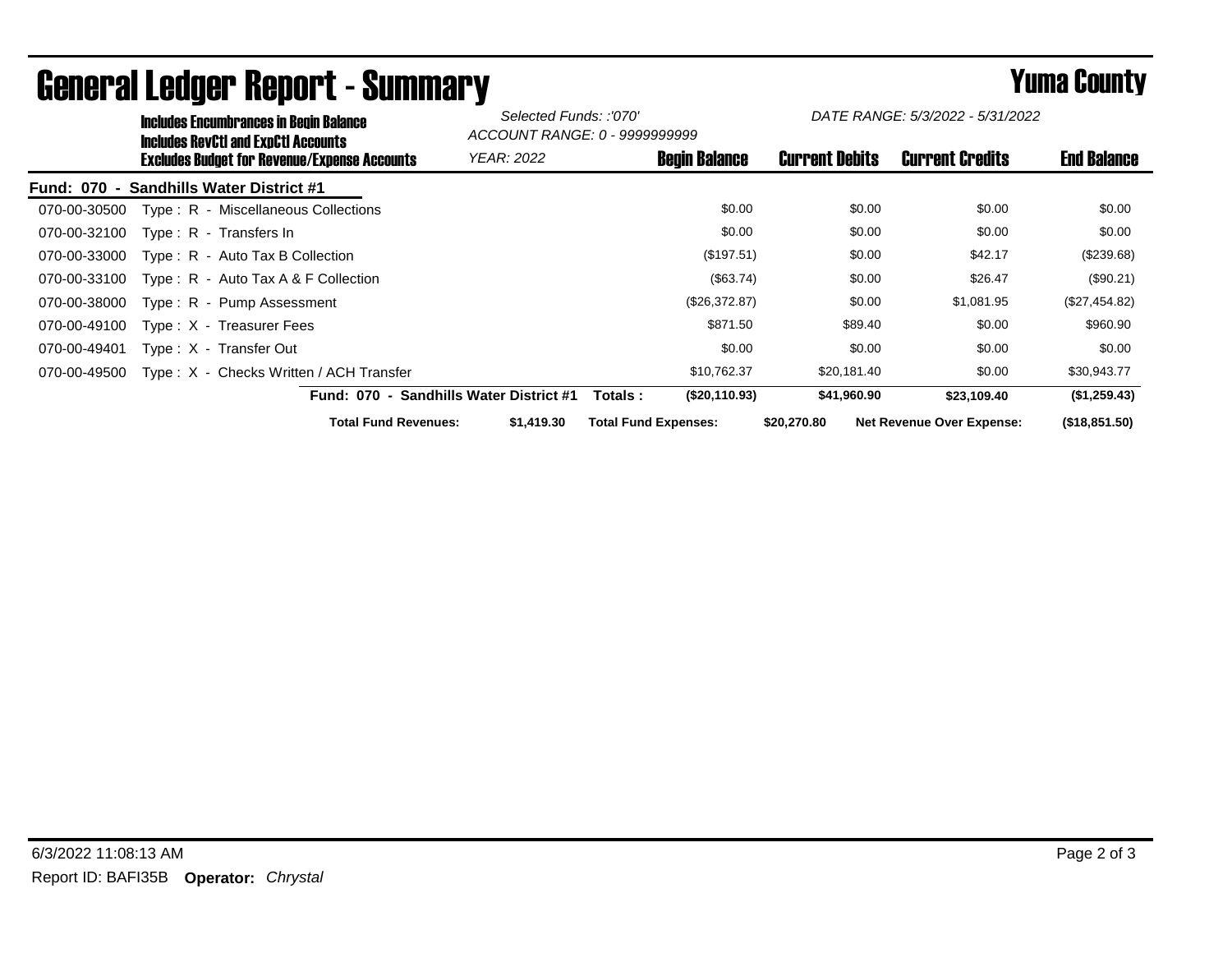# General Ledger Report - Summary

## Yuma County

**Includes Encumbrances in Begin Balance**
**Includes RevCtl and ExpCtl Accounts**
**Excludes Budget for Revenue/Expense Accounts**

*Selected Funds: :'070'*
*ACCOUNT RANGE: 0 - 9999999999*
*YEAR: 2022*

*DATE RANGE: 5/3/2022 - 5/31/2022*

**Fund: 070 - Sandhills Water District #1**

| Account | Description | Begin Balance | Current Debits | Current Credits | End Balance |
|---|---|---|---|---|---|
| 070-00-30500 | Type : R - Miscellaneous Collections | $0.00 | $0.00 | $0.00 | $0.00 |
| 070-00-32100 | Type : R - Transfers In | $0.00 | $0.00 | $0.00 | $0.00 |
| 070-00-33000 | Type : R - Auto Tax B Collection | ($197.51) | $0.00 | $42.17 | ($239.68) |
| 070-00-33100 | Type : R - Auto Tax A & F Collection | ($63.74) | $0.00 | $26.47 | ($90.21) |
| 070-00-38000 | Type : R - Pump Assessment | ($26,372.87) | $0.00 | $1,081.95 | ($27,454.82) |
| 070-00-49100 | Type : X - Treasurer Fees | $871.50 | $89.40 | $0.00 | $960.90 |
| 070-00-49401 | Type : X - Transfer Out | $0.00 | $0.00 | $0.00 | $0.00 |
| 070-00-49500 | Type : X - Checks Written / ACH Transfer | $10,762.37 | $20,181.40 | $0.00 | $30,943.77 |
| | **Fund: 070 - Sandhills Water District #1 Totals :** | **($20,110.93)** | **$41,960.90** | **$23,109.40** | **($1,259.43)** |

**Total Fund Revenues:** $1,419.30 **Total Fund Expenses:** $20,270.80 **Net Revenue Over Expense:** ($18,851.50)

6/3/2022 11:08:13 AM

Report ID: BAFI35B **Operator:** *Chrystal*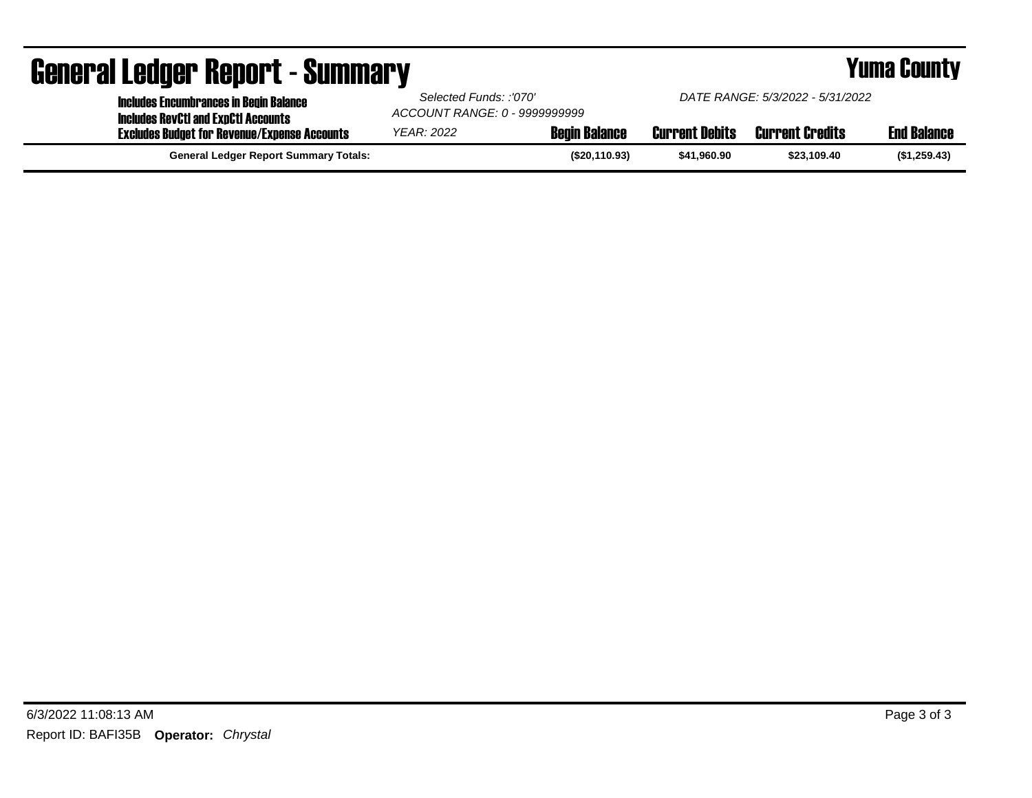# General Ledger Report - Summary

## Yuma County

**Includes Encumbrances in Begin Balance**
**Includes RevCtl and ExpCtl Accounts**
**Excludes Budget for Revenue/Expense Accounts**

*Selected Funds: :'070'*
*ACCOUNT RANGE: 0 - 9999999999*
*YEAR: 2022*

*DATE RANGE: 5/3/2022 - 5/31/2022*

| | Begin Balance | Current Debits | Current Credits | End Balance |
|---|---|---|---|---|
| **General Ledger Report Summary Totals:** | **($20,110.93)** | **$41,960.90** | **$23,109.40** | **($1,259.43)** |

6/3/2022 11:08:13 AM

Report ID: BAFI35B **Operator:** *Chrystal*